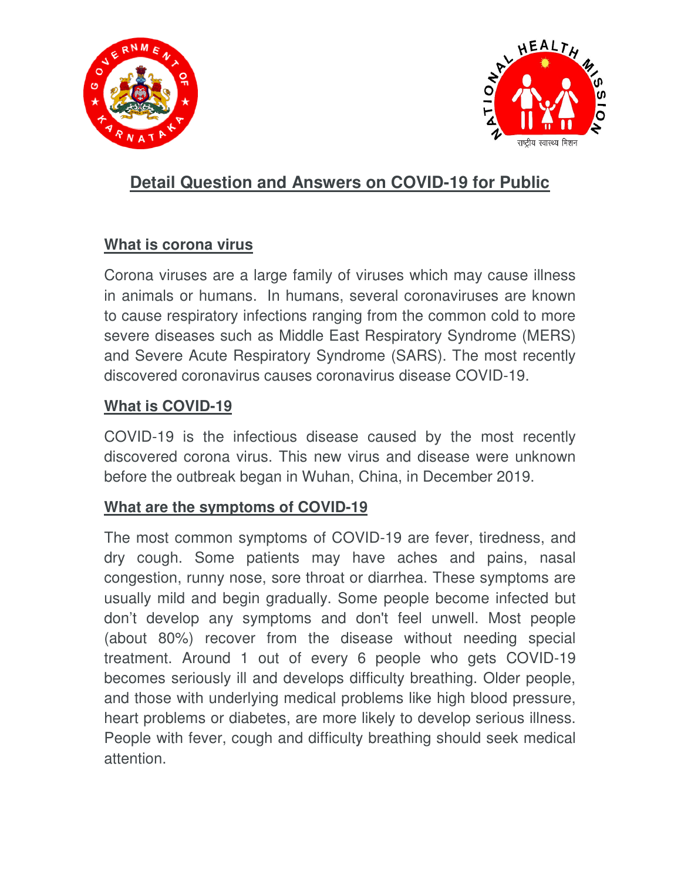# Detail Question and Answers on COVID-19 for Public

## What is corona virus

Corona viruses are a large family of viruses which may cause illness in animals or humans. In humans, several coronaviruses are known to cause respiratory infections ranging from the common cold to more severe diseases such as Middle East Respiratory Syndrome (MERS) and Severe Acute Respiratory Syndrome (SARS). The most recently discovered coronavirus causes coronavirus disease COVID-19.

## What is COVID-19

COVID-19 is the infectious disease caused by the most recently discovered corona virus. This new virus and disease were unknown before the outbreak began in Wuhan, China, in December 2019.

## What are the symptoms of COVID-19

The most common symptoms of COVID-19 are fever, tiredness, and dry cough. Some patients may have aches and pains, nasal congestion, runny nose, sore throat or diarrhea. These symptoms are usually mild and begin gradually. Some people become infected but don't develop any symptoms and don't feel unwell. Most people (about 80%) recover from the disease without needing special treatment. Around 1 out of every 6 people who gets COVID-19 becomes seriously ill and develops difficulty breathing. Older people, and those with underlying medical problems like high blood pressure, heart problems or diabetes, are more likely to develop serious illness. People with fever, cough and difficulty breathing should seek medical attention.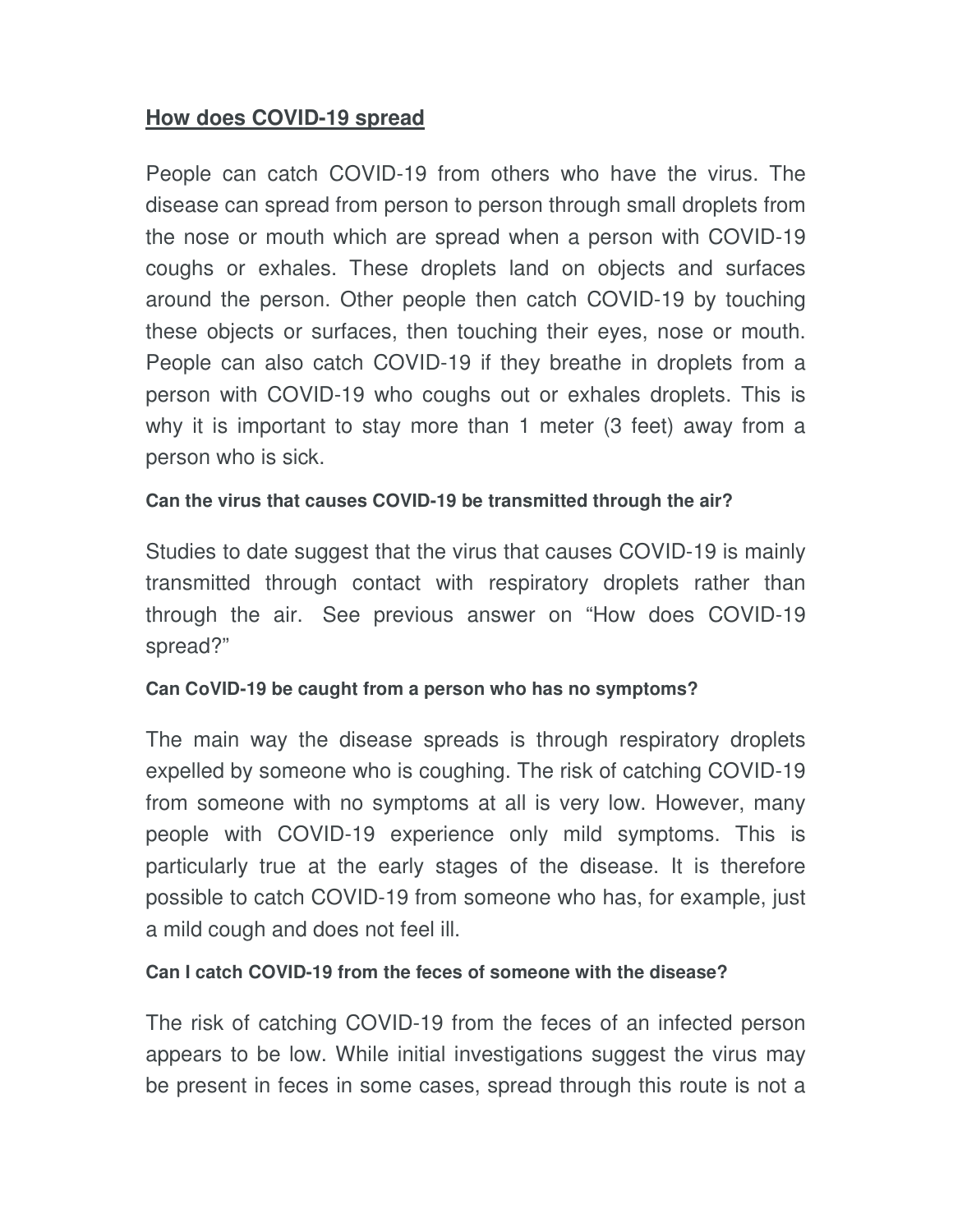## How does COVID-19 spread

People can catch COVID-19 from others who have the virus. The disease can spread from person to person through small droplets from the nose or mouth which are spread when a person with COVID-19 coughs or exhales. These droplets land on objects and surfaces around the person. Other people then catch COVID-19 by touching these objects or surfaces, then touching their eyes, nose or mouth. People can also catch COVID-19 if they breathe in droplets from a person with COVID-19 who coughs out or exhales droplets. This is why it is important to stay more than 1 meter (3 feet) away from a person who is sick.

#### Can the virus that causes COVID-19 be transmitted through the air?

Studies to date suggest that the virus that causes COVID-19 is mainly transmitted through contact with respiratory droplets rather than through the air. See previous answer on "How does COVID-19 spread?"

#### Can CoVID-19 be caught from a person who has no symptoms?

The main way the disease spreads is through respiratory droplets expelled by someone who is coughing. The risk of catching COVID-19 from someone with no symptoms at all is very low. However, many people with COVID-19 experience only mild symptoms. This is particularly true at the early stages of the disease. It is therefore possible to catch COVID-19 from someone who has, for example, just a mild cough and does not feel ill.

#### Can I catch COVID-19 from the feces of someone with the disease?

The risk of catching COVID-19 from the feces of an infected person appears to be low. While initial investigations suggest the virus may be present in feces in some cases, spread through this route is not a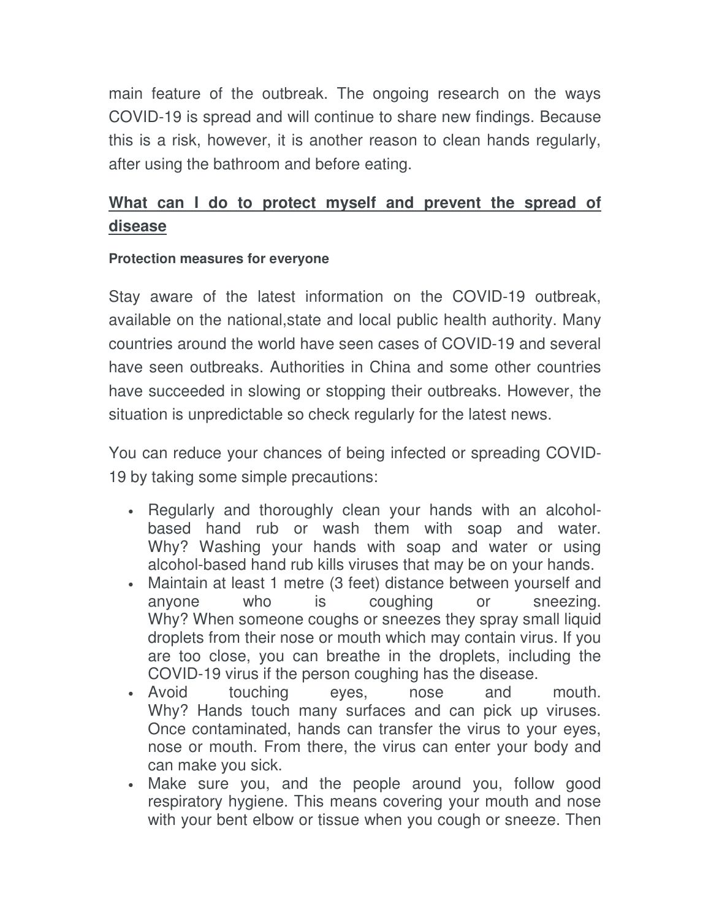main feature of the outbreak. The ongoing research on the ways COVID-19 is spread and will continue to share new findings. Because this is a risk, however, it is another reason to clean hands regularly, after using the bathroom and before eating.

## **What can I do to protect myself and prevent the spread of disease**

#### Protection measures for everyone

Stay aware of the latest information on the COVID-19 outbreak, available on the national,state and local public health authority. Many countries around the world have seen cases of COVID-19 and several have seen outbreaks. Authorities in China and some other countries have succeeded in slowing or stopping their outbreaks. However, the situation is unpredictable so check regularly for the latest news.

You can reduce your chances of being infected or spreading COVID-19 by taking some simple precautions:

- Regularly and thoroughly clean your hands with an alcohol-based hand rub or wash them with soap and water. Why? Washing your hands with soap and water or using alcohol-based hand rub kills viruses that may be on your hands.
- Maintain at least 1 metre (3 feet) distance between yourself and anyone who is coughing or sneezing. Why? When someone coughs or sneezes they spray small liquid droplets from their nose or mouth which may contain virus. If you are too close, you can breathe in the droplets, including the COVID-19 virus if the person coughing has the disease.
- Avoid touching eyes, nose and mouth. Why? Hands touch many surfaces and can pick up viruses. Once contaminated, hands can transfer the virus to your eyes, nose or mouth. From there, the virus can enter your body and can make you sick.
- Make sure you, and the people around you, follow good respiratory hygiene. This means covering your mouth and nose with your bent elbow or tissue when you cough or sneeze. Then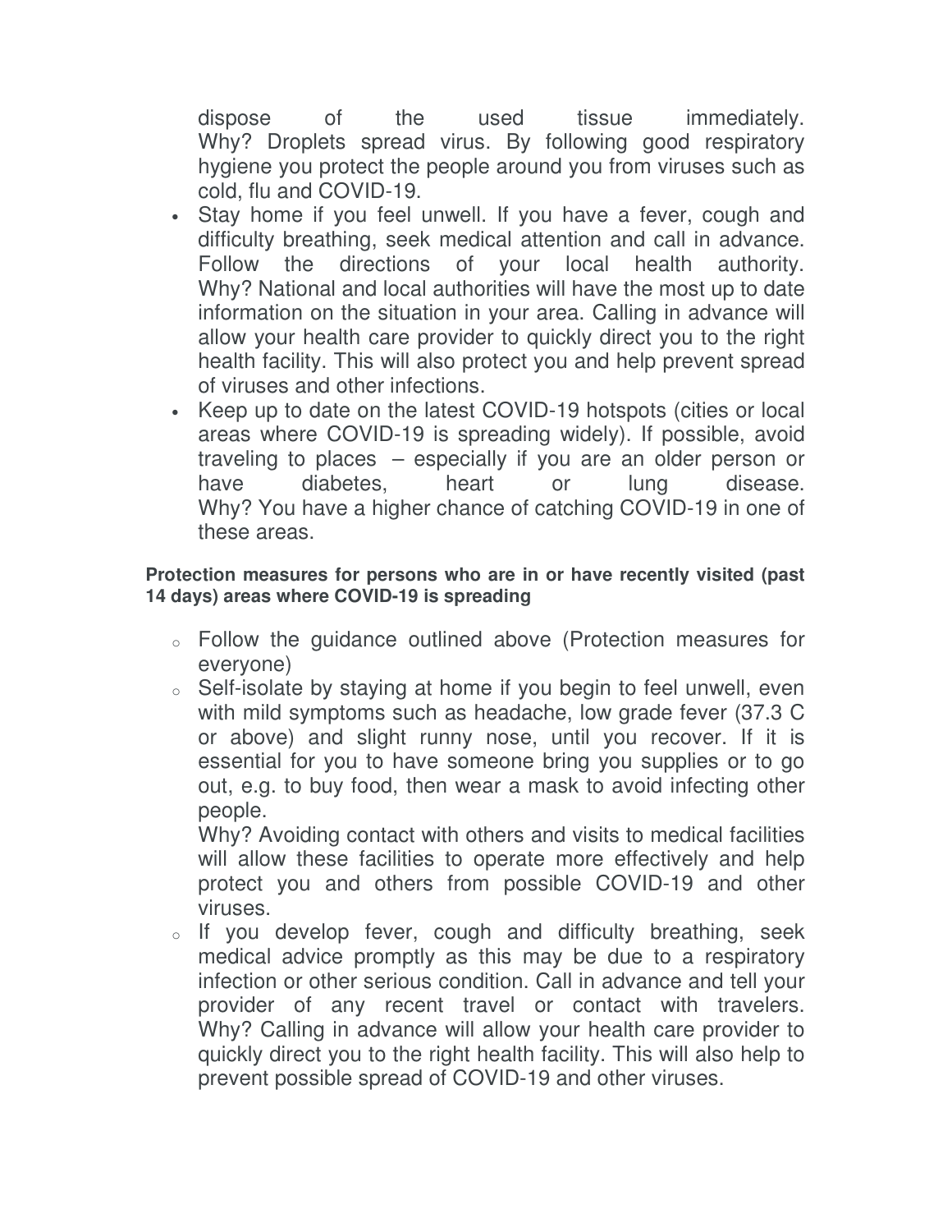dispose of the used tissue immediately.
Why? Droplets spread virus. By following good respiratory hygiene you protect the people around you from viruses such as cold, flu and COVID-19.

- Stay home if you feel unwell. If you have a fever, cough and difficulty breathing, seek medical attention and call in advance. Follow the directions of your local health authority.
  Why? National and local authorities will have the most up to date information on the situation in your area. Calling in advance will allow your health care provider to quickly direct you to the right health facility. This will also protect you and help prevent spread of viruses and other infections.
- Keep up to date on the latest COVID-19 hotspots (cities or local areas where COVID-19 is spreading widely). If possible, avoid traveling to places – especially if you are an older person or have diabetes, heart or lung disease.
  Why? You have a higher chance of catching COVID-19 in one of these areas.

**Protection measures for persons who are in or have recently visited (past 14 days) areas where COVID-19 is spreading**

- Follow the guidance outlined above (Protection measures for everyone)
- Self-isolate by staying at home if you begin to feel unwell, even with mild symptoms such as headache, low grade fever (37.3 C or above) and slight runny nose, until you recover. If it is essential for you to have someone bring you supplies or to go out, e.g. to buy food, then wear a mask to avoid infecting other people.
  Why? Avoiding contact with others and visits to medical facilities will allow these facilities to operate more effectively and help protect you and others from possible COVID-19 and other viruses.
- If you develop fever, cough and difficulty breathing, seek medical advice promptly as this may be due to a respiratory infection or other serious condition. Call in advance and tell your provider of any recent travel or contact with travelers.
  Why? Calling in advance will allow your health care provider to quickly direct you to the right health facility. This will also help to prevent possible spread of COVID-19 and other viruses.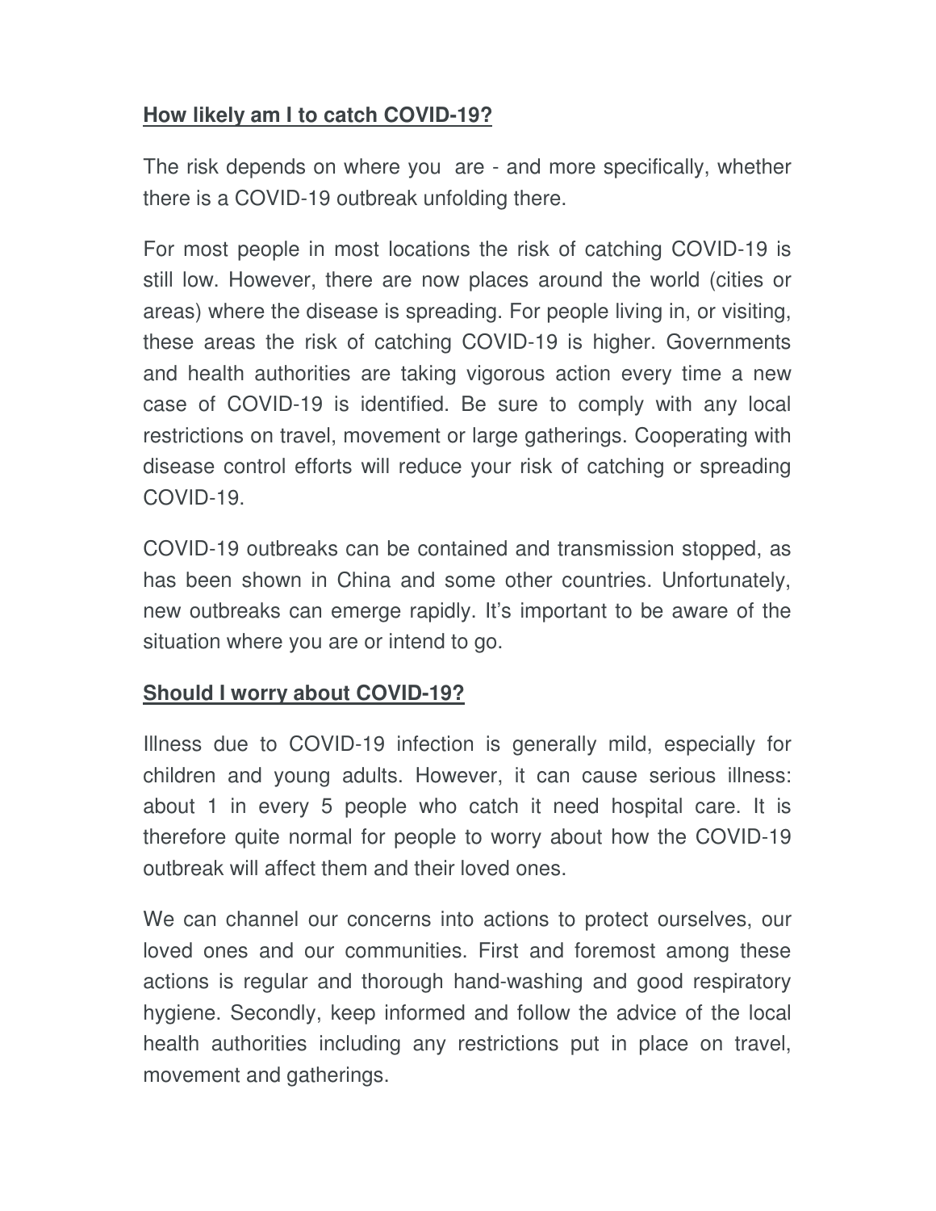**How likely am I to catch COVID-19?**

The risk depends on where you are - and more specifically, whether there is a COVID-19 outbreak unfolding there.

For most people in most locations the risk of catching COVID-19 is still low. However, there are now places around the world (cities or areas) where the disease is spreading. For people living in, or visiting, these areas the risk of catching COVID-19 is higher. Governments and health authorities are taking vigorous action every time a new case of COVID-19 is identified. Be sure to comply with any local restrictions on travel, movement or large gatherings. Cooperating with disease control efforts will reduce your risk of catching or spreading COVID-19.

COVID-19 outbreaks can be contained and transmission stopped, as has been shown in China and some other countries. Unfortunately, new outbreaks can emerge rapidly. It's important to be aware of the situation where you are or intend to go.

**Should I worry about COVID-19?**

Illness due to COVID-19 infection is generally mild, especially for children and young adults. However, it can cause serious illness: about 1 in every 5 people who catch it need hospital care. It is therefore quite normal for people to worry about how the COVID-19 outbreak will affect them and their loved ones.

We can channel our concerns into actions to protect ourselves, our loved ones and our communities. First and foremost among these actions is regular and thorough hand-washing and good respiratory hygiene. Secondly, keep informed and follow the advice of the local health authorities including any restrictions put in place on travel, movement and gatherings.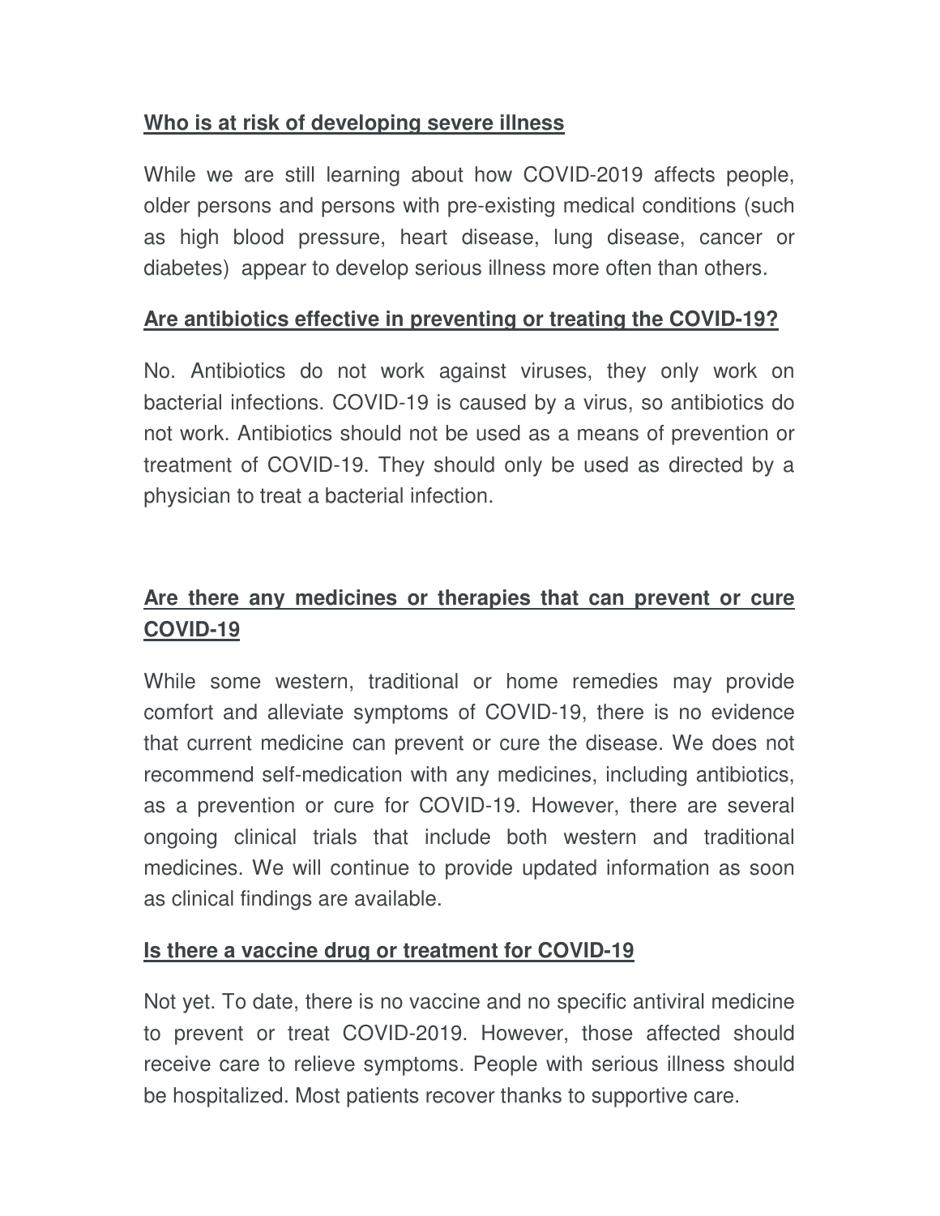**Who is at risk of developing severe illness**

While we are still learning about how COVID-2019 affects people, older persons and persons with pre-existing medical conditions (such as high blood pressure, heart disease, lung disease, cancer or diabetes) appear to develop serious illness more often than others.

**Are antibiotics effective in preventing or treating the COVID-19?**

No. Antibiotics do not work against viruses, they only work on bacterial infections. COVID-19 is caused by a virus, so antibiotics do not work. Antibiotics should not be used as a means of prevention or treatment of COVID-19. They should only be used as directed by a physician to treat a bacterial infection.

**Are there any medicines or therapies that can prevent or cure COVID-19**

While some western, traditional or home remedies may provide comfort and alleviate symptoms of COVID-19, there is no evidence that current medicine can prevent or cure the disease. We does not recommend self-medication with any medicines, including antibiotics, as a prevention or cure for COVID-19. However, there are several ongoing clinical trials that include both western and traditional medicines. We will continue to provide updated information as soon as clinical findings are available.

**Is there a vaccine drug or treatment for COVID-19**

Not yet. To date, there is no vaccine and no specific antiviral medicine to prevent or treat COVID-2019. However, those affected should receive care to relieve symptoms. People with serious illness should be hospitalized. Most patients recover thanks to supportive care.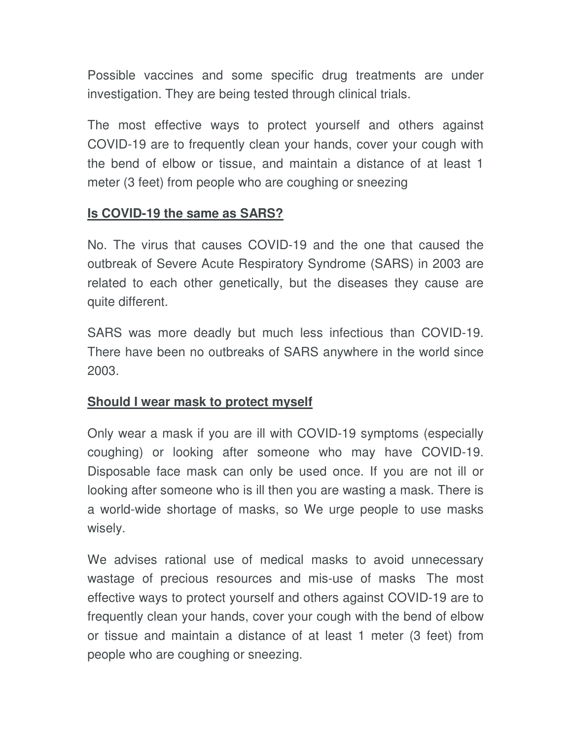Possible vaccines and some specific drug treatments are under investigation. They are being tested through clinical trials.

The most effective ways to protect yourself and others against COVID-19 are to frequently clean your hands, cover your cough with the bend of elbow or tissue, and maintain a distance of at least 1 meter (3 feet) from people who are coughing or sneezing

**Is COVID-19 the same as SARS?**

No. The virus that causes COVID-19 and the one that caused the outbreak of Severe Acute Respiratory Syndrome (SARS) in 2003 are related to each other genetically, but the diseases they cause are quite different.

SARS was more deadly but much less infectious than COVID-19. There have been no outbreaks of SARS anywhere in the world since 2003.

**Should I wear mask to protect myself**

Only wear a mask if you are ill with COVID-19 symptoms (especially coughing) or looking after someone who may have COVID-19. Disposable face mask can only be used once. If you are not ill or looking after someone who is ill then you are wasting a mask. There is a world-wide shortage of masks, so We urge people to use masks wisely.

We advises rational use of medical masks to avoid unnecessary wastage of precious resources and mis-use of masks The most effective ways to protect yourself and others against COVID-19 are to frequently clean your hands, cover your cough with the bend of elbow or tissue and maintain a distance of at least 1 meter (3 feet) from people who are coughing or sneezing.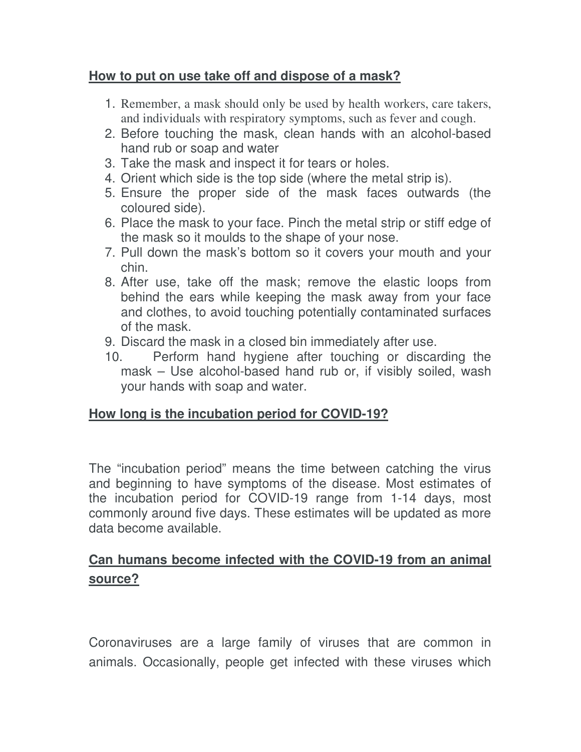## **How to put on use take off and dispose of a mask?**

1. Remember, a mask should only be used by health workers, care takers, and individuals with respiratory symptoms, such as fever and cough.
2. Before touching the mask, clean hands with an alcohol-based hand rub or soap and water
3. Take the mask and inspect it for tears or holes.
4. Orient which side is the top side (where the metal strip is).
5. Ensure the proper side of the mask faces outwards (the coloured side).
6. Place the mask to your face. Pinch the metal strip or stiff edge of the mask so it moulds to the shape of your nose.
7. Pull down the mask's bottom so it covers your mouth and your chin.
8. After use, take off the mask; remove the elastic loops from behind the ears while keeping the mask away from your face and clothes, to avoid touching potentially contaminated surfaces of the mask.
9. Discard the mask in a closed bin immediately after use.
10. Perform hand hygiene after touching or discarding the mask – Use alcohol-based hand rub or, if visibly soiled, wash your hands with soap and water.

## **How long is the incubation period for COVID-19?**

The "incubation period" means the time between catching the virus and beginning to have symptoms of the disease. Most estimates of the incubation period for COVID-19 range from 1-14 days, most commonly around five days. These estimates will be updated as more data become available.

## **Can humans become infected with the COVID-19 from an animal source?**

Coronaviruses are a large family of viruses that are common in animals. Occasionally, people get infected with these viruses which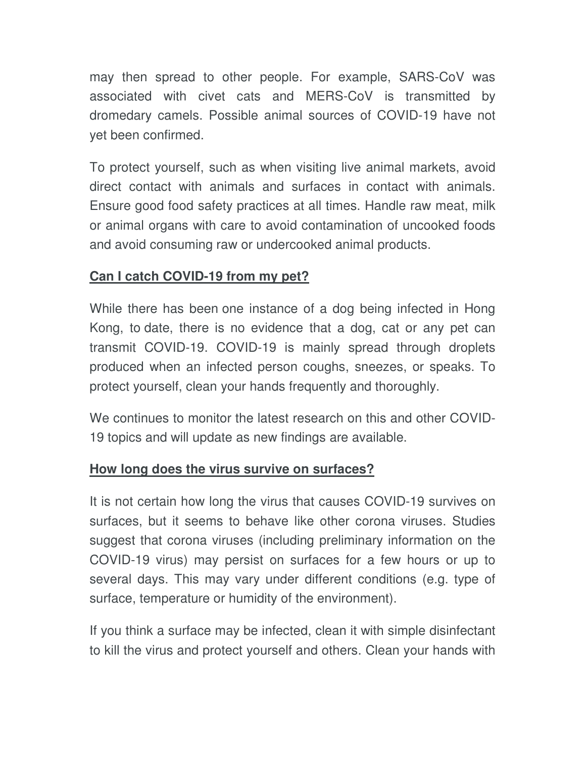may then spread to other people. For example, SARS-CoV was associated with civet cats and MERS-CoV is transmitted by dromedary camels. Possible animal sources of COVID-19 have not yet been confirmed.

To protect yourself, such as when visiting live animal markets, avoid direct contact with animals and surfaces in contact with animals. Ensure good food safety practices at all times. Handle raw meat, milk or animal organs with care to avoid contamination of uncooked foods and avoid consuming raw or undercooked animal products.

**Can I catch COVID-19 from my pet?**

While there has been one instance of a dog being infected in Hong Kong, to date, there is no evidence that a dog, cat or any pet can transmit COVID-19. COVID-19 is mainly spread through droplets produced when an infected person coughs, sneezes, or speaks. To protect yourself, clean your hands frequently and thoroughly.

We continues to monitor the latest research on this and other COVID-19 topics and will update as new findings are available.

**How long does the virus survive on surfaces?**

It is not certain how long the virus that causes COVID-19 survives on surfaces, but it seems to behave like other corona viruses. Studies suggest that corona viruses (including preliminary information on the COVID-19 virus) may persist on surfaces for a few hours or up to several days. This may vary under different conditions (e.g. type of surface, temperature or humidity of the environment).

If you think a surface may be infected, clean it with simple disinfectant to kill the virus and protect yourself and others. Clean your hands with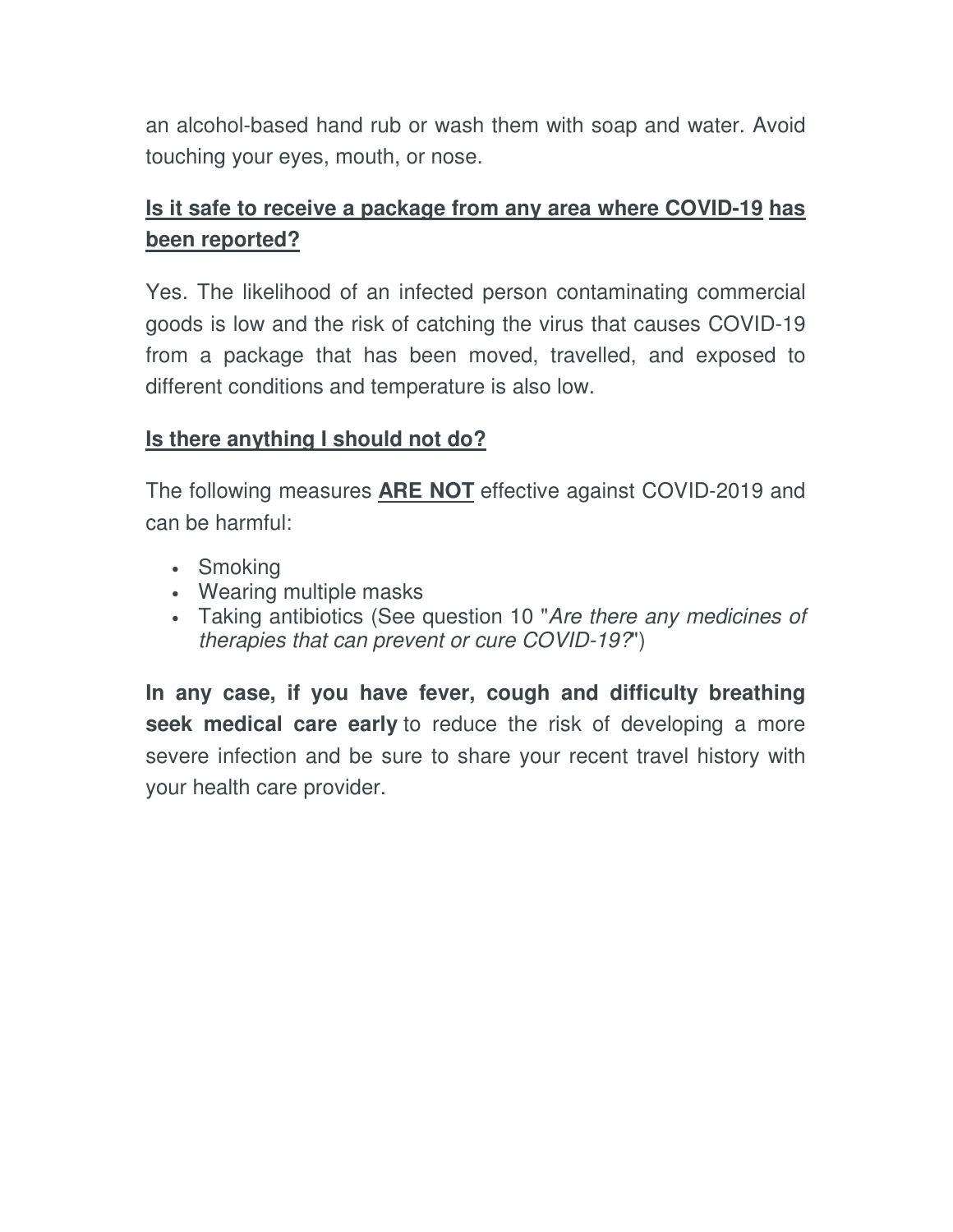an alcohol-based hand rub or wash them with soap and water. Avoid touching your eyes, mouth, or nose.

## Is it safe to receive a package from any area where COVID-19 has been reported?

Yes. The likelihood of an infected person contaminating commercial goods is low and the risk of catching the virus that causes COVID-19 from a package that has been moved, travelled, and exposed to different conditions and temperature is also low.

## Is there anything I should not do?

The following measures **ARE NOT** effective against COVID-2019 and can be harmful:

- Smoking
- Wearing multiple masks
- Taking antibiotics (See question 10 "*Are there any medicines of therapies that can prevent or cure COVID-19?*")

**In any case, if you have fever, cough and difficulty breathing seek medical care early** to reduce the risk of developing a more severe infection and be sure to share your recent travel history with your health care provider.